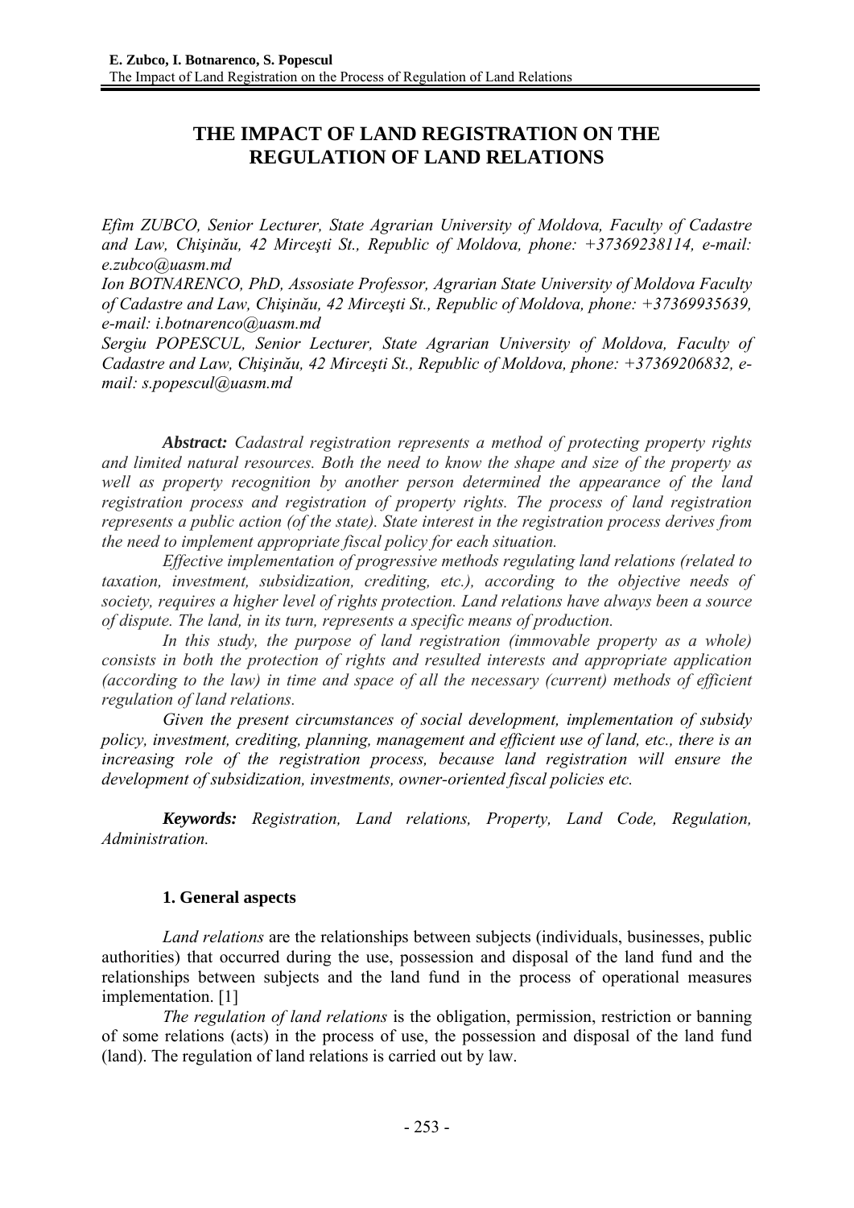# THE IMPACT OF LAND REGISTRATION ON THE REGULATION OF LAND RELATIONS

*Efim ZUBCO, Senior Lecturer, State Agrarian University of Moldova, Faculty of Cadastre and Law, Chişinău, 42 Mirceşti St., Republic of Moldova, phone: +37369238114, e-mail: e.zubco@uasm.md*

*Ion BOTNARENCO, PhD, Assosiate Professor, Agrarian State University of Moldova Faculty of Cadastre and Law, Chişinău, 42 Mirceşti St., Republic of Moldova, phone: +37369935639, e-mail: i.botnarenco@uasm.md*

*Sergiu POPESCUL, Senior Lecturer, State Agrarian University of Moldova, Faculty of Cadastre and Law, Chişinău, 42 Mirceşti St., Republic of Moldova, phone: +37369206832, e-mail: s.popescul@uasm.md*

***Abstract:*** *Cadastral registration represents a method of protecting property rights and limited natural resources. Both the need to know the shape and size of the property as well as property recognition by another person determined the appearance of the land registration process and registration of property rights. The process of land registration represents a public action (of the state). State interest in the registration process derives from the need to implement appropriate fiscal policy for each situation.*

*Effective implementation of progressive methods regulating land relations (related to taxation, investment, subsidization, crediting, etc.), according to the objective needs of society, requires a higher level of rights protection. Land relations have always been a source of dispute. The land, in its turn, represents a specific means of production.*

*In this study, the purpose of land registration (immovable property as a whole) consists in both the protection of rights and resulted interests and appropriate application (according to the law) in time and space of all the necessary (current) methods of efficient regulation of land relations.*

*Given the present circumstances of social development, implementation of subsidy policy, investment, crediting, planning, management and efficient use of land, etc., there is an increasing role of the registration process, because land registration will ensure the development of subsidization, investments, owner-oriented fiscal policies etc.*

***Keywords:*** *Registration, Land relations, Property, Land Code, Regulation, Administration.*

## 1. General aspects

*Land relations* are the relationships between subjects (individuals, businesses, public authorities) that occurred during the use, possession and disposal of the land fund and the relationships between subjects and the land fund in the process of operational measures implementation. [1]

*The regulation of land relations* is the obligation, permission, restriction or banning of some relations (acts) in the process of use, the possession and disposal of the land fund (land). The regulation of land relations is carried out by law.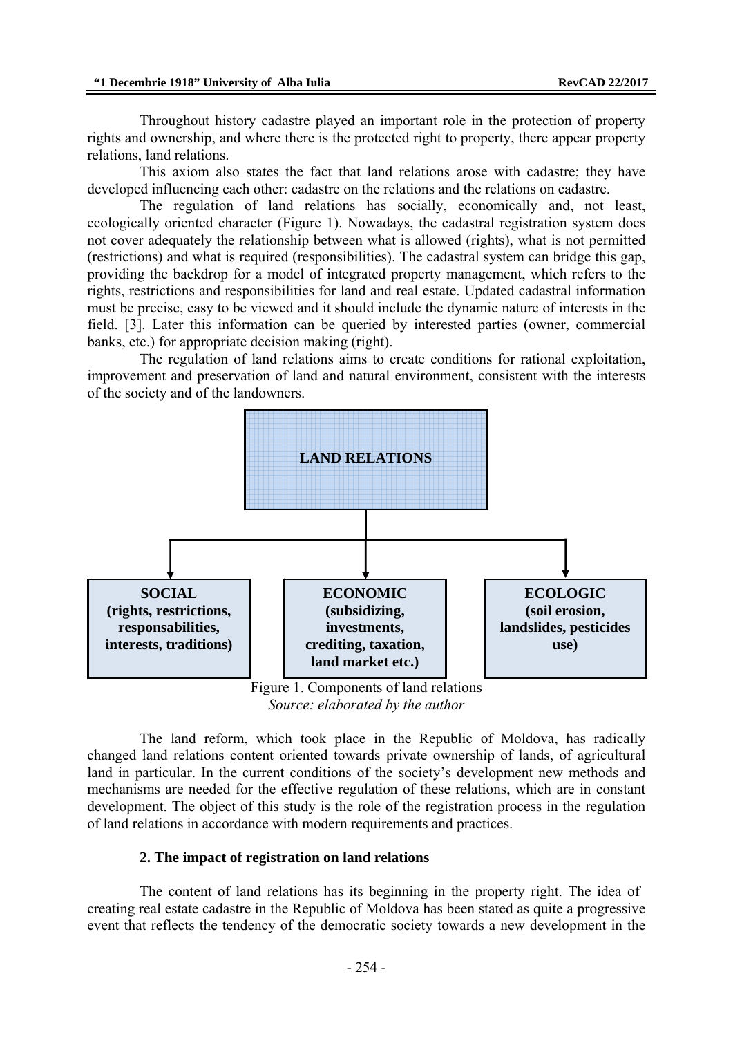Throughout history cadastre played an important role in the protection of property rights and ownership, and where there is the protected right to property, there appear property relations, land relations.

This axiom also states the fact that land relations arose with cadastre; they have developed influencing each other: cadastre on the relations and the relations on cadastre.

The regulation of land relations has socially, economically and, not least, ecologically oriented character (Figure 1). Nowadays, the cadastral registration system does not cover adequately the relationship between what is allowed (rights), what is not permitted (restrictions) and what is required (responsibilities). The cadastral system can bridge this gap, providing the backdrop for a model of integrated property management, which refers to the rights, restrictions and responsibilities for land and real estate. Updated cadastral information must be precise, easy to be viewed and it should include the dynamic nature of interests in the field. [3]. Later this information can be queried by interested parties (owner, commercial banks, etc.) for appropriate decision making (right).

The regulation of land relations aims to create conditions for rational exploitation, improvement and preservation of land and natural environment, consistent with the interests of the society and of the landowners.

**LAND RELATIONS**

- **SOCIAL (rights, restrictions, responsabilities, interests, traditions)**
- **ECONOMIC (subsidizing, investments, crediting, taxation, land market etc.)**
- **ECOLOGIC (soil erosion, landslides, pesticides use)**

Figure 1. Components of land relations
*Source: elaborated by the author*

The land reform, which took place in the Republic of Moldova, has radically changed land relations content oriented towards private ownership of lands, of agricultural land in particular. In the current conditions of the society's development new methods and mechanisms are needed for the effective regulation of these relations, which are in constant development. The object of this study is the role of the registration process in the regulation of land relations in accordance with modern requirements and practices.

## 2. The impact of registration on land relations

The content of land relations has its beginning in the property right. The idea of creating real estate cadastre in the Republic of Moldova has been stated as quite a progressive event that reflects the tendency of the democratic society towards a new development in the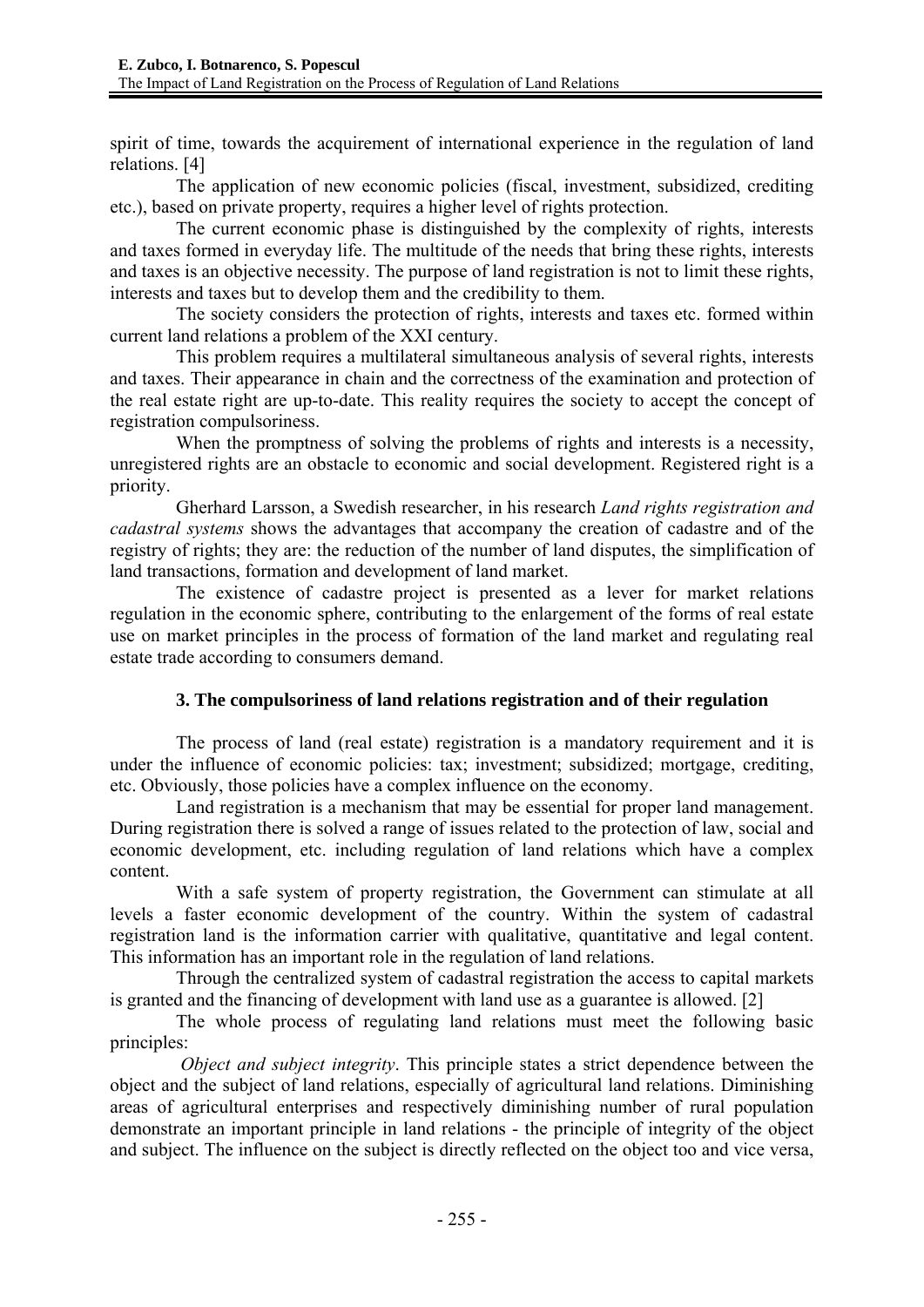spirit of time, towards the acquirement of international experience in the regulation of land relations. [4]

The application of new economic policies (fiscal, investment, subsidized, crediting etc.), based on private property, requires a higher level of rights protection.

The current economic phase is distinguished by the complexity of rights, interests and taxes formed in everyday life. The multitude of the needs that bring these rights, interests and taxes is an objective necessity. The purpose of land registration is not to limit these rights, interests and taxes but to develop them and the credibility to them.

The society considers the protection of rights, interests and taxes etc. formed within current land relations a problem of the XXI century.

This problem requires a multilateral simultaneous analysis of several rights, interests and taxes. Their appearance in chain and the correctness of the examination and protection of the real estate right are up-to-date. This reality requires the society to accept the concept of registration compulsoriness.

When the promptness of solving the problems of rights and interests is a necessity, unregistered rights are an obstacle to economic and social development. Registered right is a priority.

Gherhard Larsson, a Swedish researcher, in his research *Land rights registration and cadastral systems* shows the advantages that accompany the creation of cadastre and of the registry of rights; they are: the reduction of the number of land disputes, the simplification of land transactions, formation and development of land market.

The existence of cadastre project is presented as a lever for market relations regulation in the economic sphere, contributing to the enlargement of the forms of real estate use on market principles in the process of formation of the land market and regulating real estate trade according to consumers demand.

## 3. The compulsoriness of land relations registration and of their regulation

The process of land (real estate) registration is a mandatory requirement and it is under the influence of economic policies: tax; investment; subsidized; mortgage, crediting, etc. Obviously, those policies have a complex influence on the economy.

Land registration is a mechanism that may be essential for proper land management. During registration there is solved a range of issues related to the protection of law, social and economic development, etc. including regulation of land relations which have a complex content.

With a safe system of property registration, the Government can stimulate at all levels a faster economic development of the country. Within the system of cadastral registration land is the information carrier with qualitative, quantitative and legal content. This information has an important role in the regulation of land relations.

Through the centralized system of cadastral registration the access to capital markets is granted and the financing of development with land use as a guarantee is allowed. [2]

The whole process of regulating land relations must meet the following basic principles:

*Object and subject integrity*. This principle states a strict dependence between the object and the subject of land relations, especially of agricultural land relations. Diminishing areas of agricultural enterprises and respectively diminishing number of rural population demonstrate an important principle in land relations - the principle of integrity of the object and subject. The influence on the subject is directly reflected on the object too and vice versa,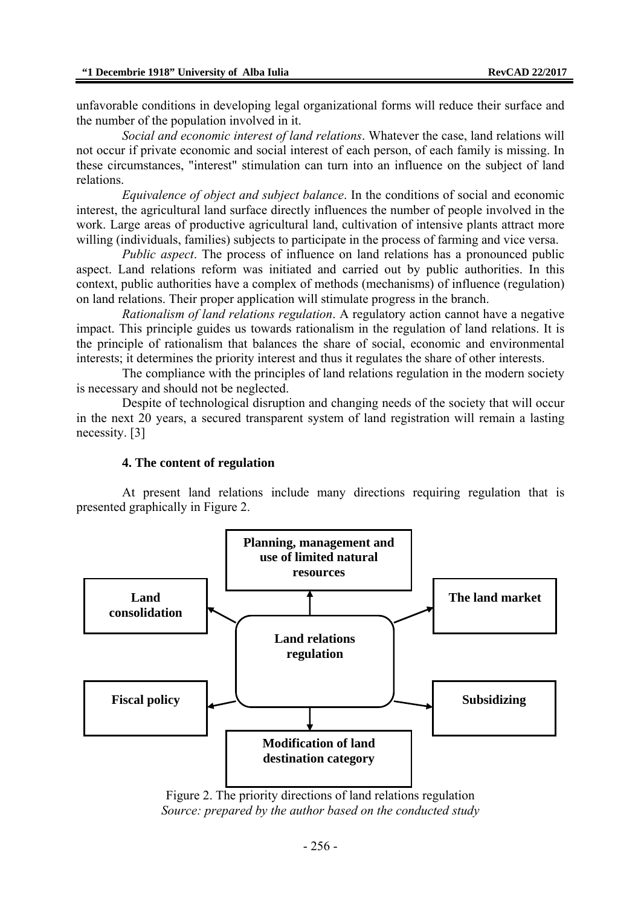unfavorable conditions in developing legal organizational forms will reduce their surface and the number of the population involved in it.

*Social and economic interest of land relations*. Whatever the case, land relations will not occur if private economic and social interest of each person, of each family is missing. In these circumstances, "interest" stimulation can turn into an influence on the subject of land relations.

*Equivalence of object and subject balance*. In the conditions of social and economic interest, the agricultural land surface directly influences the number of people involved in the work. Large areas of productive agricultural land, cultivation of intensive plants attract more willing (individuals, families) subjects to participate in the process of farming and vice versa.

*Public aspect*. The process of influence on land relations has a pronounced public aspect. Land relations reform was initiated and carried out by public authorities. In this context, public authorities have a complex of methods (mechanisms) of influence (regulation) on land relations. Their proper application will stimulate progress in the branch.

*Rationalism of land relations regulation*. A regulatory action cannot have a negative impact. This principle guides us towards rationalism in the regulation of land relations. It is the principle of rationalism that balances the share of social, economic and environmental interests; it determines the priority interest and thus it regulates the share of other interests.

The compliance with the principles of land relations regulation in the modern society is necessary and should not be neglected.

Despite of technological disruption and changing needs of the society that will occur in the next 20 years, a secured transparent system of land registration will remain a lasting necessity. [3]

### 4. The content of regulation

At present land relations include many directions requiring regulation that is presented graphically in Figure 2.

**Land relations regulation**

- **Planning, management and use of limited natural resources**
- **The land market**
- **Subsidizing**
- **Modification of land destination category**
- **Fiscal policy**
- **Land consolidation**

Figure 2. The priority directions of land relations regulation
*Source: prepared by the author based on the conducted study*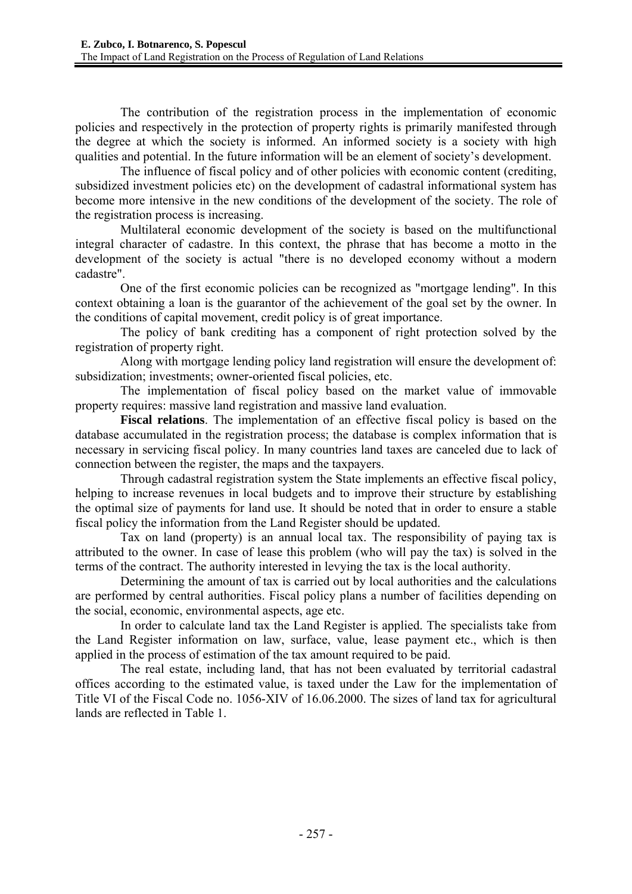The contribution of the registration process in the implementation of economic policies and respectively in the protection of property rights is primarily manifested through the degree at which the society is informed. An informed society is a society with high qualities and potential. In the future information will be an element of society's development.

The influence of fiscal policy and of other policies with economic content (crediting, subsidized investment policies etc) on the development of cadastral informational system has become more intensive in the new conditions of the development of the society. The role of the registration process is increasing.

Multilateral economic development of the society is based on the multifunctional integral character of cadastre. In this context, the phrase that has become a motto in the development of the society is actual "there is no developed economy without a modern cadastre".

One of the first economic policies can be recognized as "mortgage lending". In this context obtaining a loan is the guarantor of the achievement of the goal set by the owner. In the conditions of capital movement, credit policy is of great importance.

The policy of bank crediting has a component of right protection solved by the registration of property right.

Along with mortgage lending policy land registration will ensure the development of: subsidization; investments; owner-oriented fiscal policies, etc.

The implementation of fiscal policy based on the market value of immovable property requires: massive land registration and massive land evaluation.

**Fiscal relations**. The implementation of an effective fiscal policy is based on the database accumulated in the registration process; the database is complex information that is necessary in servicing fiscal policy. In many countries land taxes are canceled due to lack of connection between the register, the maps and the taxpayers.

Through cadastral registration system the State implements an effective fiscal policy, helping to increase revenues in local budgets and to improve their structure by establishing the optimal size of payments for land use. It should be noted that in order to ensure a stable fiscal policy the information from the Land Register should be updated.

Tax on land (property) is an annual local tax. The responsibility of paying tax is attributed to the owner. In case of lease this problem (who will pay the tax) is solved in the terms of the contract. The authority interested in levying the tax is the local authority.

Determining the amount of tax is carried out by local authorities and the calculations are performed by central authorities. Fiscal policy plans a number of facilities depending on the social, economic, environmental aspects, age etc.

In order to calculate land tax the Land Register is applied. The specialists take from the Land Register information on law, surface, value, lease payment etc., which is then applied in the process of estimation of the tax amount required to be paid.

The real estate, including land, that has not been evaluated by territorial cadastral offices according to the estimated value, is taxed under the Law for the implementation of Title VI of the Fiscal Code no. 1056-XIV of 16.06.2000. The sizes of land tax for agricultural lands are reflected in Table 1.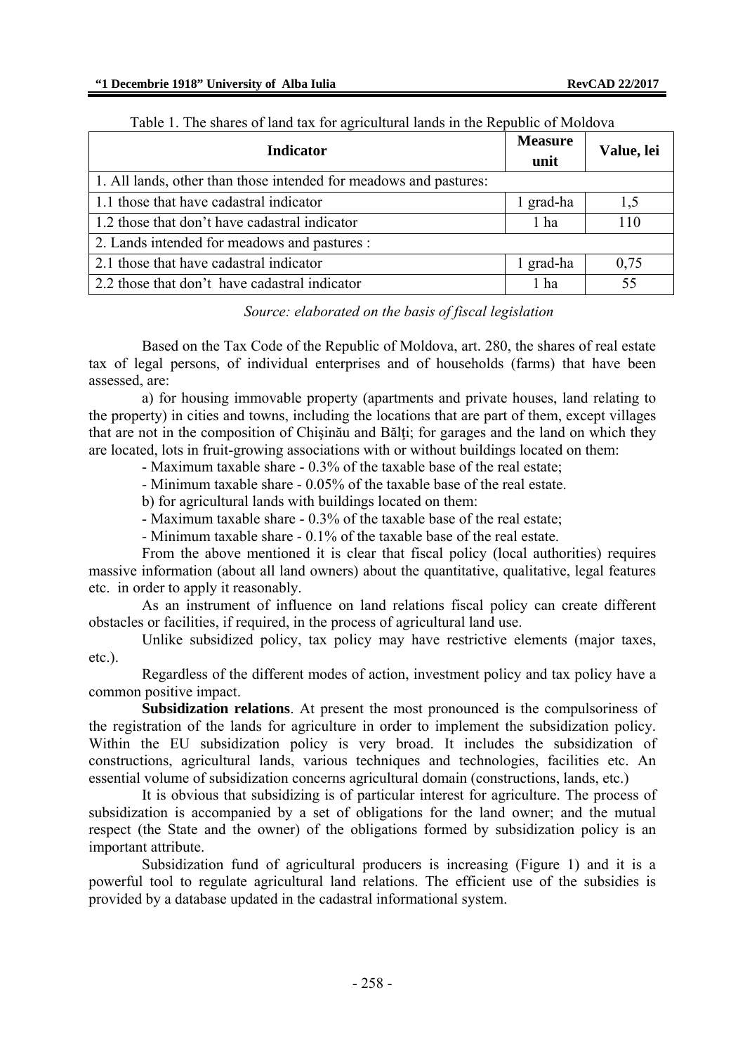Table 1. The shares of land tax for agricultural lands in the Republic of Moldova

| Indicator | Measure unit | Value, lei |
|---|---|---|
| 1. All lands, other than those intended for meadows and pastures: | | |
| 1.1 those that have cadastral indicator | 1 grad-ha | 1,5 |
| 1.2 those that don't have cadastral indicator | 1 ha | 110 |
| 2. Lands intended for meadows and pastures : | | |
| 2.1 those that have cadastral indicator | 1 grad-ha | 0,75 |
| 2.2 those that don't have cadastral indicator | 1 ha | 55 |

*Source: elaborated on the basis of fiscal legislation*

Based on the Tax Code of the Republic of Moldova, art. 280, the shares of real estate tax of legal persons, of individual enterprises and of households (farms) that have been assessed, are:

a) for housing immovable property (apartments and private houses, land relating to the property) in cities and towns, including the locations that are part of them, except villages that are not in the composition of Chişinău and Bălţi; for garages and the land on which they are located, lots in fruit-growing associations with or without buildings located on them:

- Maximum taxable share - 0.3% of the taxable base of the real estate;
- Minimum taxable share - 0.05% of the taxable base of the real estate.

b) for agricultural lands with buildings located on them:

- Maximum taxable share - 0.3% of the taxable base of the real estate;
- Minimum taxable share - 0.1% of the taxable base of the real estate.

From the above mentioned it is clear that fiscal policy (local authorities) requires massive information (about all land owners) about the quantitative, qualitative, legal features etc. in order to apply it reasonably.

As an instrument of influence on land relations fiscal policy can create different obstacles or facilities, if required, in the process of agricultural land use.

Unlike subsidized policy, tax policy may have restrictive elements (major taxes, etc.).

Regardless of the different modes of action, investment policy and tax policy have a common positive impact.

**Subsidization relations**. At present the most pronounced is the compulsoriness of the registration of the lands for agriculture in order to implement the subsidization policy. Within the EU subsidization policy is very broad. It includes the subsidization of constructions, agricultural lands, various techniques and technologies, facilities etc. An essential volume of subsidization concerns agricultural domain (constructions, lands, etc.)

It is obvious that subsidizing is of particular interest for agriculture. The process of subsidization is accompanied by a set of obligations for the land owner; and the mutual respect (the State and the owner) of the obligations formed by subsidization policy is an important attribute.

Subsidization fund of agricultural producers is increasing (Figure 1) and it is a powerful tool to regulate agricultural land relations. The efficient use of the subsidies is provided by a database updated in the cadastral informational system.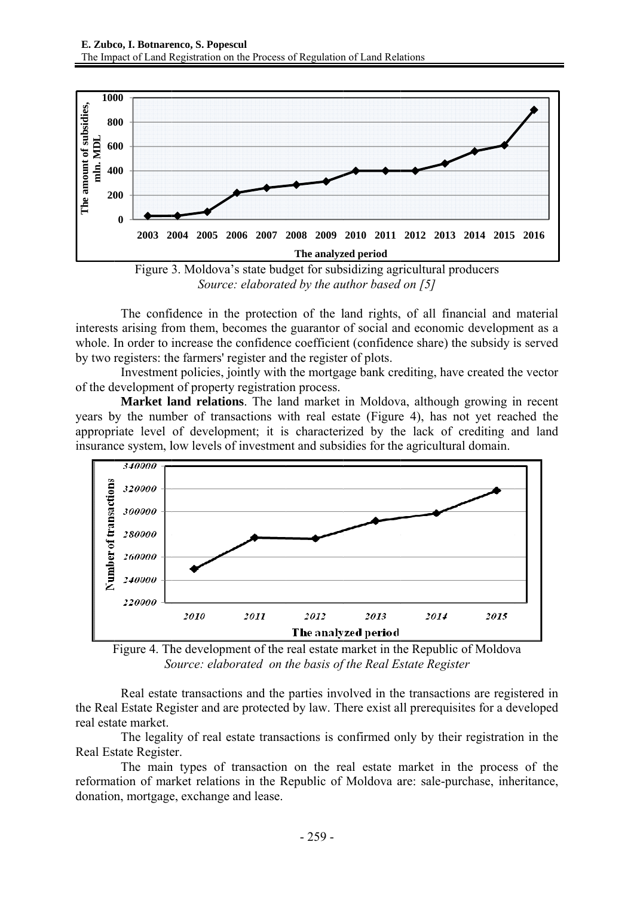Figure 3. Moldova's state budget for subsidizing agricultural producers

*Source: elaborated by the author based on [5]*

The confidence in the protection of the land rights, of all financial and material interests arising from them, becomes the guarantor of social and economic development as a whole. In order to increase the confidence coefficient (confidence share) the subsidy is served by two registers: the farmers' register and the register of plots.

Investment policies, jointly with the mortgage bank crediting, have created the vector of the development of property registration process.

**Market land relations**. The land market in Moldova, although growing in recent years by the number of transactions with real estate (Figure 4), has not yet reached the appropriate level of development; it is characterized by the lack of crediting and land insurance system, low levels of investment and subsidies for the agricultural domain.

Figure 4. The development of the real estate market in the Republic of Moldova

*Source: elaborated on the basis of the Real Estate Register*

Real estate transactions and the parties involved in the transactions are registered in the Real Estate Register and are protected by law. There exist all prerequisites for a developed real estate market.

The legality of real estate transactions is confirmed only by their registration in the Real Estate Register.

The main types of transaction on the real estate market in the process of the reformation of market relations in the Republic of Moldova are: sale-purchase, inheritance, donation, mortgage, exchange and lease.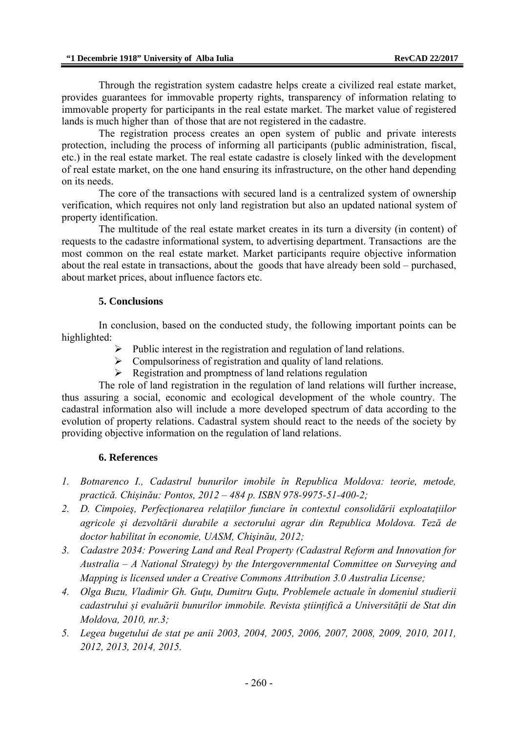Through the registration system cadastre helps create a civilized real estate market, provides guarantees for immovable property rights, transparency of information relating to immovable property for participants in the real estate market. The market value of registered lands is much higher than of those that are not registered in the cadastre.

The registration process creates an open system of public and private interests protection, including the process of informing all participants (public administration, fiscal, etc.) in the real estate market. The real estate cadastre is closely linked with the development of real estate market, on the one hand ensuring its infrastructure, on the other hand depending on its needs.

The core of the transactions with secured land is a centralized system of ownership verification, which requires not only land registration but also an updated national system of property identification.

The multitude of the real estate market creates in its turn a diversity (in content) of requests to the cadastre informational system, to advertising department. Transactions are the most common on the real estate market. Market participants require objective information about the real estate in transactions, about the goods that have already been sold – purchased, about market prices, about influence factors etc.

## 5. Conclusions

In conclusion, based on the conducted study, the following important points can be highlighted:

- Public interest in the registration and regulation of land relations.
- Compulsoriness of registration and quality of land relations.
- Registration and promptness of land relations regulation

The role of land registration in the regulation of land relations will further increase, thus assuring a social, economic and ecological development of the whole country. The cadastral information also will include a more developed spectrum of data according to the evolution of property relations. Cadastral system should react to the needs of the society by providing objective information on the regulation of land relations.

## 6. References

1. *Botnarenco I., Cadastrul bunurilor imobile în Republica Moldova: teorie, metode, practică. Chișinău: Pontos, 2012 – 484 p. ISBN 978-9975-51-400-2;*
2. *D. Cimpoieş, Perfecţionarea relaţiilor funciare în contextul consolidării exploataţiilor agricole şi dezvoltării durabile a sectorului agrar din Republica Moldova. Teză de doctor habilitat în economie, UASM, Chişinău, 2012;*
3. *Cadastre 2034: Powering Land and Real Property (Cadastral Reform and Innovation for Australia – A National Strategy) by the Intergovernmental Committee on Surveying and Mapping is licensed under a Creative Commons Attribution 3.0 Australia License;*
4. *Olga Buzu, Vladimir Gh. Guţu, Dumitru Guţu, Problemele actuale în domeniul studierii cadastrului și evaluării bunurilor immobile. Revista științifică a Universității de Stat din Moldova, 2010, nr.3;*
5. *Legea bugetului de stat pe anii 2003, 2004, 2005, 2006, 2007, 2008, 2009, 2010, 2011, 2012, 2013, 2014, 2015.*